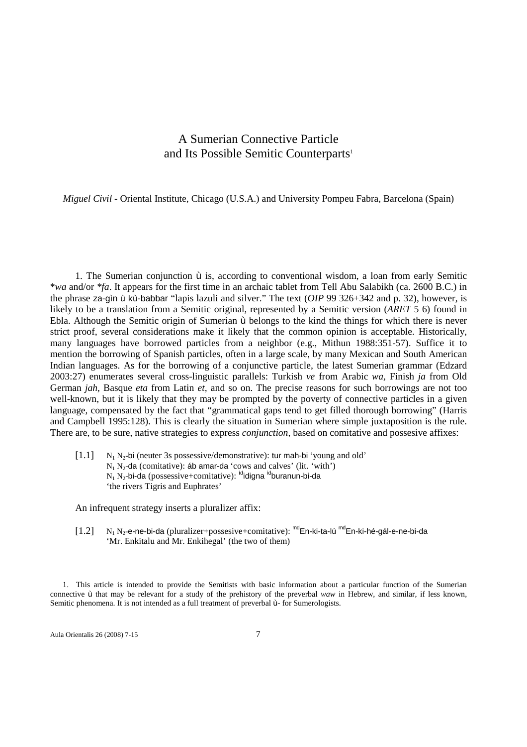# A Sumerian Connective Particle and Its Possible Semitic Counterparts[1]

*Miguel Civil* - Oriental Institute, Chicago (U.S.A.) and University Pompeu Fabra, Barcelona (Spain)

1. The Sumerian conjunction ù is, according to conventional wisdom, a loan from early Semitic \**wa* and/or *\*fa*. It appears for the first time in an archaic tablet from Tell Abu Salabikh (ca. 2600 B.C.) in the phrase za-gìn ù kù-babbar "lapis lazuli and silver." The text (*OIP* 99 326+342 and p. 32), however, is likely to be a translation from a Semitic original, represented by a Semitic version (*ARET* 5 6) found in Ebla. Although the Semitic origin of Sumerian ù belongs to the kind the things for which there is never strict proof, several considerations make it likely that the common opinion is acceptable. Historically, many languages have borrowed particles from a neighbor (e.g., Mithun 1988:351-57). Suffice it to mention the borrowing of Spanish particles, often in a large scale, by many Mexican and South American Indian languages. As for the borrowing of a conjunctive particle, the latest Sumerian grammar (Edzard 2003:27) enumerates several cross-linguistic parallels: Turkish *ve* from Arabic *wa*, Finish *ja* from Old German *jah*, Basque *eta* from Latin *et*, and so on. The precise reasons for such borrowings are not too well-known, but it is likely that they may be prompted by the poverty of connective particles in a given language, compensated by the fact that "grammatical gaps tend to get filled thorough borrowing" (Harris and Campbell 1995:128). This is clearly the situation in Sumerian where simple juxtaposition is the rule. There are, to be sure, native strategies to express *conjunction*, based on comitative and possesive affixes:

[1.1] $N_1$ $N_2$-bi (neuter 3s possessive/demonstrative): tur mah-bi 'young and old'
$N_1$ $N_2$-da (comitative): áb amar-da 'cows and calves' (lit. 'with')
$N_1$ $N_2$-bi-da (possessive+comitative): [íd]idigna [íd]buranun-bi-da
'the rivers Tigris and Euphrates'

An infrequent strategy inserts a pluralizer affix:

[1.2] $N_1$ $N_2$-e-ne-bi-da (pluralizer+possesive+comitative): [md]En-ki-ta-lú [md]En-ki-hé-gál-e-ne-bi-da
'Mr. Enkitalu and Mr. Enkihegal' (the two of them)

1. This article is intended to provide the Semitists with basic information about a particular function of the Sumerian connective ù that may be relevant for a study of the prehistory of the preverbal *waw* in Hebrew, and similar, if less known, Semitic phenomena. It is not intended as a full treatment of preverbal ù- for Sumerologists.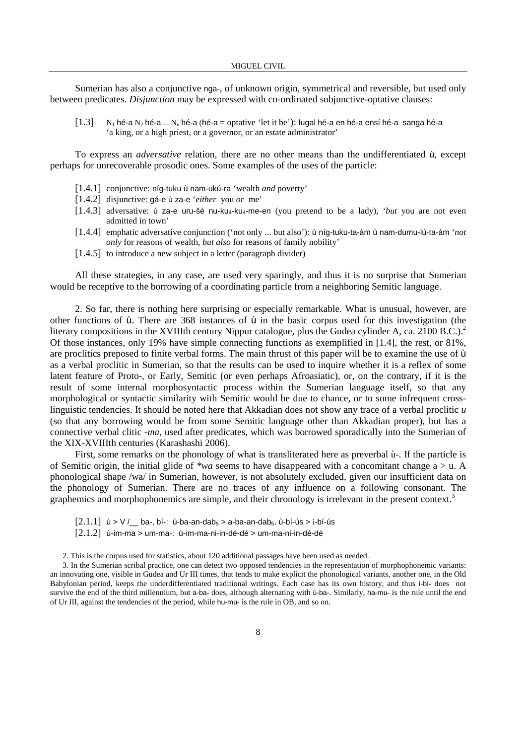Sumerian has also a conjunctive nga-, of unknown origin, symmetrical and reversible, but used only between predicates. *Disjunction* may be expressed with co-ordinated subjunctive-optative clauses:

[1.3] $N_1$ hé-a $N_2$ hé-a ... $N_n$ hé-a (hé-a = optative 'let it be'): lugal hé-a en hé-a ensí hé-a sanga hé-a 'a king, or a high priest, or a governor, or an estate administrator'

To express an *adversative* relation, there are no other means than the undifferentiated ù, except perhaps for unrecoverable prosodic ones. Some examples of the uses of the particle:

[1.4.1] conjunctive: níg-tuku ù nam-ukú-ra 'wealth *and* poverty'
[1.4.2] disjunctive: gá-e ù za-e '*either* you *or* me'
[1.4.3] adversative: ù za-e uru-šè nu-ku$_4$-ku$_4$-me-en (you pretend to be a lady), '*but* you are not even admitted in town'
[1.4.4] emphatic adversative conjunction ('not only ... but also'): ù níg-tuku-ta-àm ù nam-dumu-lú-ta-àm '*not only* for reasons of wealth, *but also* for reasons of family nobility'
[1.4.5] to introduce a new subject in a letter (paragraph divider)

All these strategies, in any case, are used very sparingly, and thus it is no surprise that Sumerian would be receptive to the borrowing of a coordinating particle from a neighboring Semitic language.

2. So far, there is nothing here surprising or especially remarkable. What is unusual, however, are other functions of ù. There are 368 instances of ù in the basic corpus used for this investigation (the literary compositions in the XVIIIth century Nippur catalogue, plus the Gudea cylinder A, ca. 2100 B.C.).[2] Of those instances, only 19% have simple connecting functions as exemplified in [1.4], the rest, or 81%, are proclitics preposed to finite verbal forms. The main thrust of this paper will be to examine the use of ù as a verbal proclitic in Sumerian, so that the results can be used to inquire whether it is a reflex of some latent feature of Proto-, or Early, Semitic (or even perhaps Afroasiatic), or, on the contrary, if it is the result of some internal morphosyntactic process within the Sumerian language itself, so that any morphological or syntactic similarity with Semitic would be due to chance, or to some infrequent cross-linguistic tendencies. It should be noted here that Akkadian does not show any trace of a verbal proclitic *u* (so that any borrowing would be from some Semitic language other than Akkadian proper), but has a connective verbal clitic *-ma*, used after predicates, which was borrowed sporadically into the Sumerian of the XIX-XVIIIth centuries (Karashashi 2006).

First, some remarks on the phonology of what is transliterated here as preverbal ù-. If the particle is of Semitic origin, the initial glide of *\*wa* seems to have disappeared with a concomitant change a > u. A phonological shape /wa/ in Sumerian, however, is not absolutely excluded, given our insufficient data on the phonology of Sumerian. There are no traces of any influence on a following consonant. The graphemics and morphophonemics are simple, and their chronology is irrelevant in the present context.[3]

[2.1.1] ù > V /__ ba-, bí-: ù-ba-an-dab$_5$ > a-ba-an-dab$_5$, ù-bí-ús > ì-bí-ús
[2.1.2] ù-im-ma > um-ma-: ù-im-ma-ni-in-dé-dé > um-ma-ni-in-dé-dé

2. This is the corpus used for statistics, about 120 additional passages have been used as needed.

3. In the Sumerian scribal practice, one can detect two opposed tendencies in the representation of morphophonemic variants: an innovating one, visible in Gudea and Ur III times, that tends to make explicit the phonological variants, another one, in the Old Babylonian period, keeps the underdifferentiated traditional writings. Each case has its own history, and thus ì-bí- does not survive the end of the third millennium, but a-ba- does, although alternating with ù-ba-. Similarly, ha-mu- is the rule until the end of Ur III, against the tendencies of the period, while hu-mu- is the rule in OB, and so on.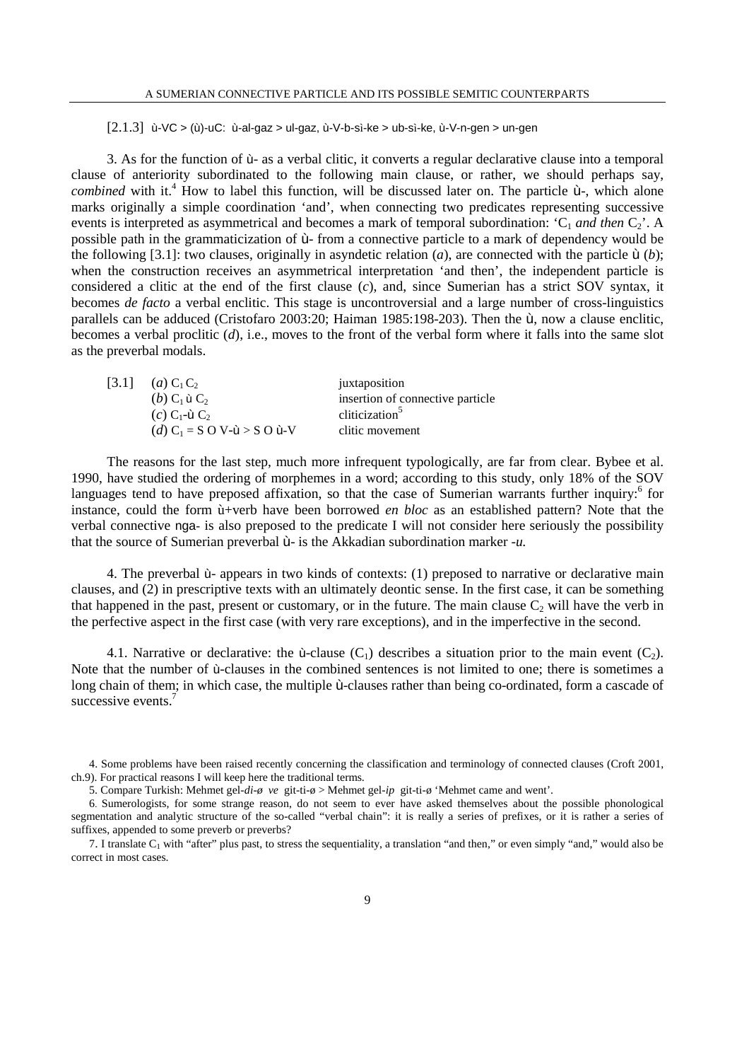[2.1.3] ù-VC > (ù)-uC: ù-al-gaz > ul-gaz, ù-V-b-sì-ke > ub-sì-ke, ù-V-n-gen > un-gen

3. As for the function of ù- as a verbal clitic, it converts a regular declarative clause into a temporal clause of anteriority subordinated to the following main clause, or rather, we should perhaps say, *combined* with it.[4] How to label this function, will be discussed later on. The particle ù-, which alone marks originally a simple coordination 'and', when connecting two predicates representing successive events is interpreted as asymmetrical and becomes a mark of temporal subordination: '$C_1$ *and then* $C_2$'. A possible path in the grammaticization of ù- from a connective particle to a mark of dependency would be the following [3.1]: two clauses, originally in asyndetic relation (*a*), are connected with the particle ù (*b*); when the construction receives an asymmetrical interpretation 'and then', the independent particle is considered a clitic at the end of the first clause (*c*), and, since Sumerian has a strict SOV syntax, it becomes *de facto* a verbal enclitic. This stage is uncontroversial and a large number of cross-linguistics parallels can be adduced (Cristofaro 2003:20; Haiman 1985:198-203). Then the ù, now a clause enclitic, becomes a verbal proclitic (*d*), i.e., moves to the front of the verbal form where it falls into the same slot as the preverbal modals.

| [3.1] | (*a*) $C_1$ $C_2$ | juxtaposition |
|---|---|---|
| | (*b*) $C_1$ ù $C_2$ | insertion of connective particle |
| | (*c*) $C_1$-ù $C_2$ | cliticization[5] |
| | (*d*) $C_1$ = S O V-ù > S O ù-V | clitic movement |

The reasons for the last step, much more infrequent typologically, are far from clear. Bybee et al. 1990, have studied the ordering of morphemes in a word; according to this study, only 18% of the SOV languages tend to have preposed affixation, so that the case of Sumerian warrants further inquiry:[6] for instance, could the form ù+verb have been borrowed *en bloc* as an established pattern? Note that the verbal connective nga- is also preposed to the predicate I will not consider here seriously the possibility that the source of Sumerian preverbal ù- is the Akkadian subordination marker -*u*.

4. The preverbal ù- appears in two kinds of contexts: (1) preposed to narrative or declarative main clauses, and (2) in prescriptive texts with an ultimately deontic sense. In the first case, it can be something that happened in the past, present or customary, or in the future. The main clause $C_2$ will have the verb in the perfective aspect in the first case (with very rare exceptions), and in the imperfective in the second.

4.1. Narrative or declarative: the ù-clause ($C_1$) describes a situation prior to the main event ($C_2$). Note that the number of ù-clauses in the combined sentences is not limited to one; there is sometimes a long chain of them; in which case, the multiple ù-clauses rather than being co-ordinated, form a cascade of successive events.[7]

4. Some problems have been raised recently concerning the classification and terminology of connected clauses (Croft 2001, ch.9). For practical reasons I will keep here the traditional terms.

5. Compare Turkish: Mehmet gel-*di-ø ve* git-ti-ø > Mehmet gel-*ip* git-ti-ø 'Mehmet came and went'.

6. Sumerologists, for some strange reason, do not seem to ever have asked themselves about the possible phonological segmentation and analytic structure of the so-called "verbal chain": it is really a series of prefixes, or it is rather a series of suffixes, appended to some preverb or preverbs?

7. I translate $C_1$ with "after" plus past, to stress the sequentiality, a translation "and then," or even simply "and," would also be correct in most cases.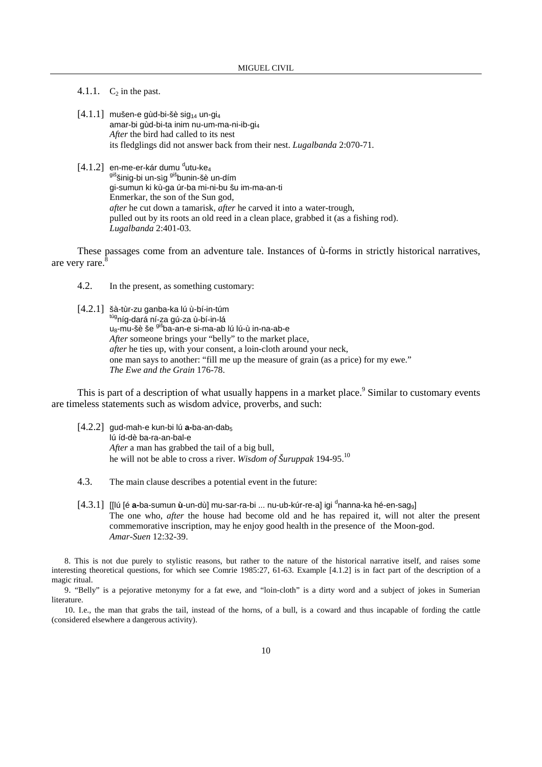4.1.1. $C_2$ in the past.

[4.1.1] mušen-e gùd-bi-šè $sig_{14}$ un-$gi_4$
amar-bi gùd-bi-ta inim nu-um-ma-ni-ib-$gi_4$
*After* the bird had called to its nest
its fledglings did not answer back from their nest. *Lugalbanda* 2:070-71.

[4.1.2] en-me-er-kár dumu $^{d}$utu-$ke_4$
$^{giš}$šinig-bi un-sìg $^{giš}$bunin-šè un-dím
gi-sumun ki kù-ga úr-ba mi-ni-bu šu im-ma-an-ti
Enmerkar, the son of the Sun god,
*after* he cut down a tamarisk, *after* he carved it into a water-trough,
pulled out by its roots an old reed in a clean place, grabbed it (as a fishing rod).
*Lugalbanda* 2:401-03.

These passages come from an adventure tale. Instances of ù-forms in strictly historical narratives, are very rare.[8]

4.2. In the present, as something customary:

[4.2.1] šà-tùr-zu ganba-ka lú ù-bí-in-túm
$^{túg}$níg-dará ní-za gú-za ù-bí-in-lá
$u_8$-mu-šè še $^{giš}$ba-an-e si-ma-ab lú lú-ù in-na-ab-e
*After* someone brings your "belly" to the market place,
*after* he ties up, with your consent, a loin-cloth around your neck,
one man says to another: "fill me up the measure of grain (as a price) for my ewe."
*The Ewe and the Grain* 176-78.

This is part of a description of what usually happens in a market place.[9] Similar to customary events are timeless statements such as wisdom advice, proverbs, and such:

[4.2.2] gud-mah-e kun-bi lú **a-**ba-an-$dab_5$
lú íd-dè ba-ra-an-bal-e
*After* a man has grabbed the tail of a big bull,
he will not be able to cross a river. *Wisdom of Šuruppak* 194-95.[10]

4.3. The main clause describes a potential event in the future:

[4.3.1] [[lú [é **a-**ba-sumun **ù**-un-dù] mu-sar-ra-bi ... nu-ub-kúr-re-a] igi $^{d}$nanna-ka hé-en-$sag_9$]
The one who, *after* the house had become old and he has repaired it, will not alter the present commemorative inscription, may he enjoy good health in the presence of the Moon-god.
*Amar-Suen* 12:32-39.

8. This is not due purely to stylistic reasons, but rather to the nature of the historical narrative itself, and raises some interesting theoretical questions, for which see Comrie 1985:27, 61-63. Example [4.1.2] is in fact part of the description of a magic ritual.

9. "Belly" is a pejorative metonymy for a fat ewe, and "loin-cloth" is a dirty word and a subject of jokes in Sumerian literature.

10. I.e., the man that grabs the tail, instead of the horns, of a bull, is a coward and thus incapable of fording the cattle (considered elsewhere a dangerous activity).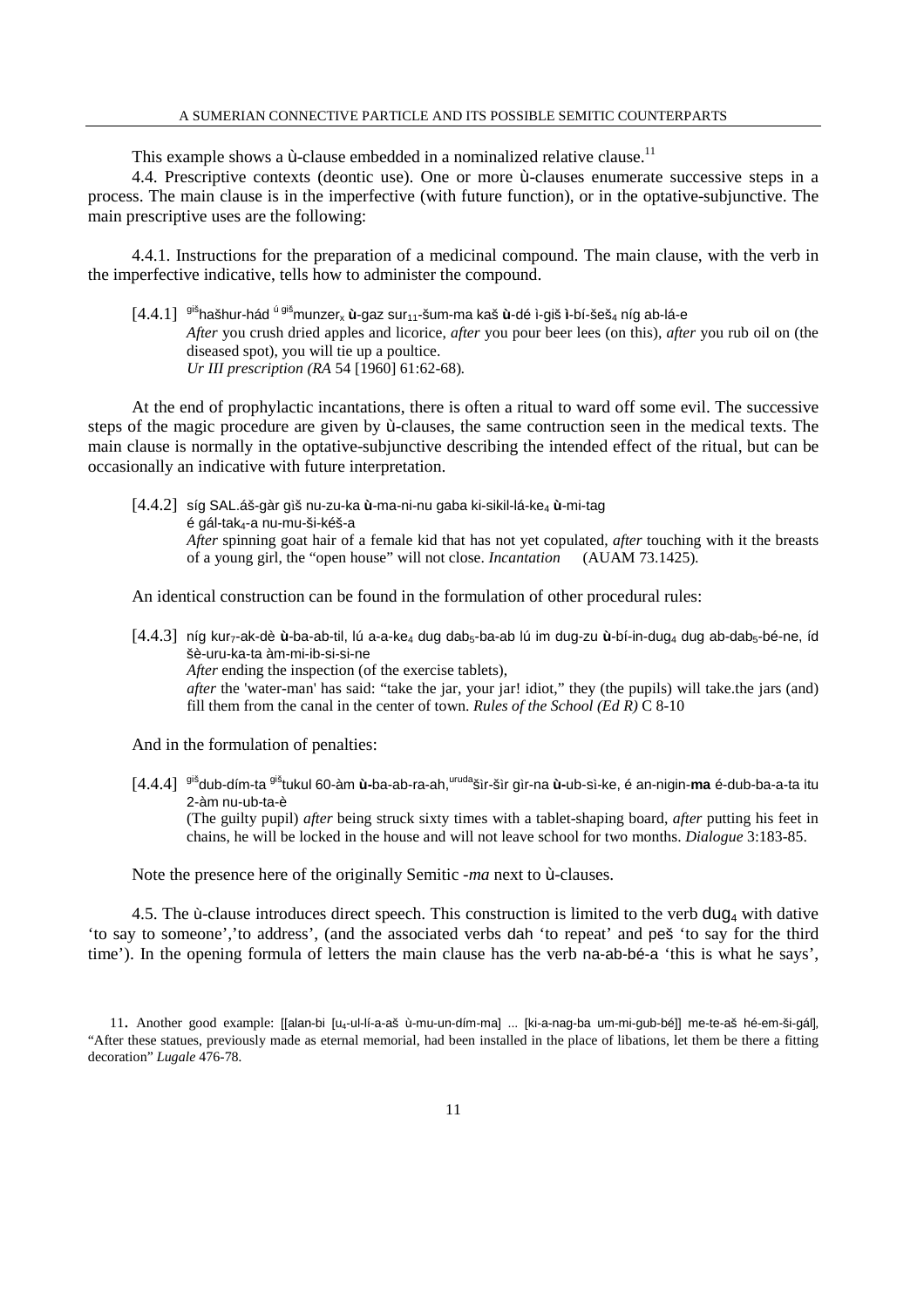This example shows a ù-clause embedded in a nominalized relative clause.[11]

4.4. Prescriptive contexts (deontic use). One or more ù-clauses enumerate successive steps in a process. The main clause is in the imperfective (with future function), or in the optative-subjunctive. The main prescriptive uses are the following:

4.4.1. Instructions for the preparation of a medicinal compound. The main clause, with the verb in the imperfective indicative, tells how to administer the compound.

[4.4.1] [giš]hašhur-hád [ú giš]munzer$_x$ **ù**-gaz sur$_{11}$-šum-ma kaš **ù**-dé ì-giš **ì**-bí-šeš$_4$ níg ab-lá-e
*After* you crush dried apples and licorice, *after* you pour beer lees (on this), *after* you rub oil on (the diseased spot), you will tie up a poultice.
*Ur III prescription (RA* 54 [1960] 61:62-68).

At the end of prophylactic incantations, there is often a ritual to ward off some evil. The successive steps of the magic procedure are given by ù-clauses, the same contruction seen in the medical texts. The main clause is normally in the optative-subjunctive describing the intended effect of the ritual, but can be occasionally an indicative with future interpretation.

[4.4.2] síg SAL.áš-gàr giš nu-zu-ka **ù**-ma-ni-nu gaba ki-sikil-lá-ke$_4$ **ù**-mi-tag
é gál-tak$_4$-a nu-mu-ši-kéš-a
*After* spinning goat hair of a female kid that has not yet copulated, *after* touching with it the breasts of a young girl, the "open house" will not close. *Incantation* (AUAM 73.1425).

An identical construction can be found in the formulation of other procedural rules:

[4.4.3] níg kur$_7$-ak-dè **ù**-ba-ab-til, lú a-a-ke$_4$ dug dab$_5$-ba-ab lú im dug-zu **ù**-bí-in-dug$_4$ dug ab-dab$_5$-bé-ne, íd šè-uru-ka-ta àm-mi-ib-si-si-ne
*After* ending the inspection (of the exercise tablets),
*after* the 'water-man' has said: "take the jar, your jar! idiot," they (the pupils) will take.the jars (and) fill them from the canal in the center of town. *Rules of the School (Ed R)* C 8-10

And in the formulation of penalties:

[4.4.4] [giš]dub-dím-ta [giš]tukul 60-àm **ù-**ba-ab-ra-ah,[uruda]šìr-šìr gìr-na **ù-**ub-sì-ke, é an-nigin-**ma** é-dub-ba-a-ta itu 2-àm nu-ub-ta-è
(The guilty pupil) *after* being struck sixty times with a tablet-shaping board, *after* putting his feet in chains, he will be locked in the house and will not leave school for two months. *Dialogue* 3:183-85.

Note the presence here of the originally Semitic *-ma* next to ù-clauses.

4.5. The ù-clause introduces direct speech. This construction is limited to the verb dug$_4$ with dative 'to say to someone','to address', (and the associated verbs dah 'to repeat' and peš 'to say for the third time'). In the opening formula of letters the main clause has the verb na-ab-bé-a 'this is what he says',

11. Another good example: [[alan-bi [u$_4$-ul-lí-a-aš ù-mu-un-dím-ma] ... [ki-a-nag-ba um-mi-gub-bé]] me-te-aš hé-em-ši-gál], "After these statues, previously made as eternal memorial, had been installed in the place of libations, let them be there a fitting decoration" *Lugale* 476-78.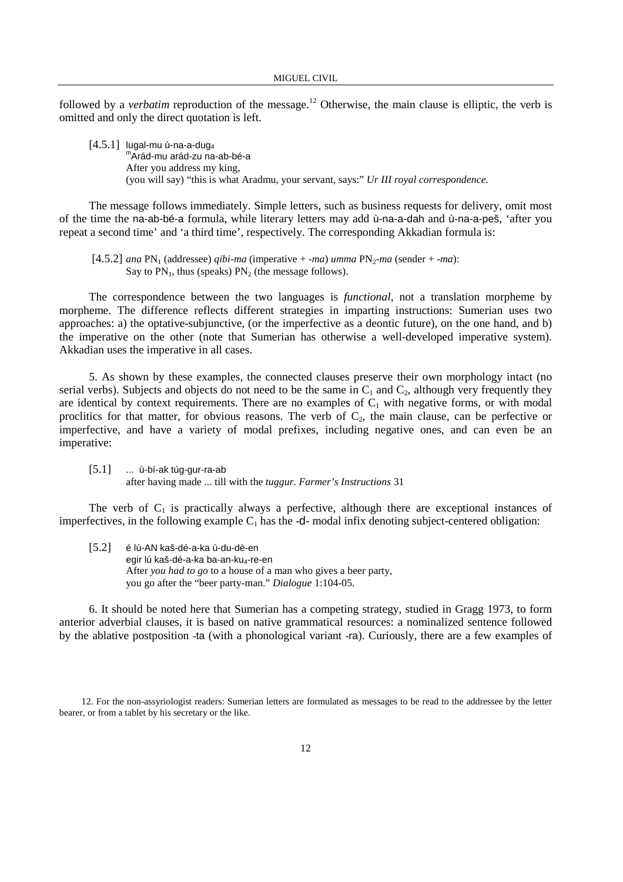followed by a *verbatim* reproduction of the message.[12] Otherwise, the main clause is elliptic, the verb is omitted and only the direct quotation is left.

[4.5.1] lugal-mu ù-na-a-dug$_4$
$^{m}$Arád-mu arád-zu na-ab-bé-a
After you address my king,
(you will say) "this is what Aradmu, your servant, says:" *Ur III royal correspondence.*

The message follows immediately. Simple letters, such as business requests for delivery, omit most of the time the na-ab-bé-a formula, while literary letters may add ù-na-a-dah and ù-na-a-peš, 'after you repeat a second time' and 'a third time', respectively. The corresponding Akkadian formula is:

[4.5.2] *ana* $PN_1$ (addressee) *qibi-ma* (imperative + *-ma*) *umma* $PN_2$*-ma* (sender + *-ma*):
Say to $PN_1$, thus (speaks) $PN_2$ (the message follows).

The correspondence between the two languages is *functional*, not a translation morpheme by morpheme. The difference reflects different strategies in imparting instructions: Sumerian uses two approaches: a) the optative-subjunctive, (or the imperfective as a deontic future), on the one hand, and b) the imperative on the other (note that Sumerian has otherwise a well-developed imperative system). Akkadian uses the imperative in all cases.

5. As shown by these examples, the connected clauses preserve their own morphology intact (no serial verbs). Subjects and objects do not need to be the same in $C_1$ and $C_2$, although very frequently they are identical by context requirements. There are no examples of $C_1$ with negative forms, or with modal proclitics for that matter, for obvious reasons. The verb of $C_2$, the main clause, can be perfective or imperfective, and have a variety of modal prefixes, including negative ones, and can even be an imperative:

[5.1] ... ù-bí-ak túg-gur-ra-ab
after having made ... till with the *tuggur*. *Farmer's Instructions* 31

The verb of $C_1$ is practically always a perfective, although there are exceptional instances of imperfectives, in the following example $C_1$ has the -d- modal infix denoting subject-centered obligation:

[5.2] é lú-AN kaš-dé-a-ka ù-du-dè-en
egir lú kaš-dé-a-ka ba-an-ku$_4$-re-en
After *you had to go* to a house of a man who gives a beer party,
you go after the "beer party-man." *Dialogue* 1:104-05.

6. It should be noted here that Sumerian has a competing strategy, studied in Gragg 1973, to form anterior adverbial clauses, it is based on native grammatical resources: a nominalized sentence followed by the ablative postposition -ta (with a phonological variant -ra). Curiously, there are a few examples of

12. For the non-assyriologist readers: Sumerian letters are formulated as messages to be read to the addressee by the letter bearer, or from a tablet by his secretary or the like.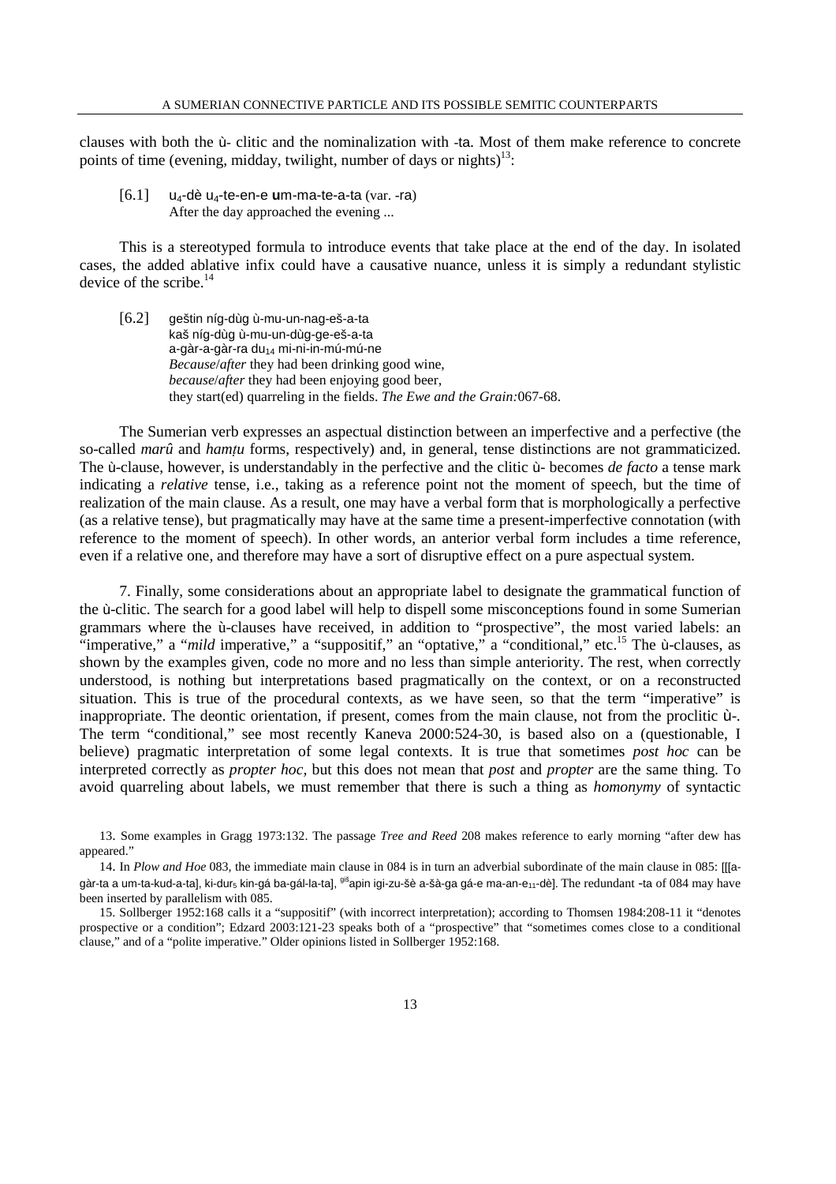clauses with both the ù- clitic and the nominalization with -ta. Most of them make reference to concrete points of time (evening, midday, twilight, number of days or nights)[13]:

> [6.1] $u_4$-dè $u_4$-te-en-e **u**m-ma-te-a-ta (var. -ra)
> After the day approached the evening ...

This is a stereotyped formula to introduce events that take place at the end of the day. In isolated cases, the added ablative infix could have a causative nuance, unless it is simply a redundant stylistic device of the scribe.[14]

> [6.2] geštin níg-dùg ù-mu-un-nag-eš-a-ta
> kaš níg-dùg ù-mu-un-dùg-ge-eš-a-ta
> a-gàr-a-gàr-ra $du_{14}$ mi-ni-in-mú-mú-ne
> *Because*/*after* they had been drinking good wine,
> *because*/*after* they had been enjoying good beer,
> they start(ed) quarreling in the fields. *The Ewe and the Grain:*067-68.

The Sumerian verb expresses an aspectual distinction between an imperfective and a perfective (the so-called *marû* and *hamṭu* forms, respectively) and, in general, tense distinctions are not grammaticized. The ù-clause, however, is understandably in the perfective and the clitic ù- becomes *de facto* a tense mark indicating a *relative* tense, i.e., taking as a reference point not the moment of speech, but the time of realization of the main clause. As a result, one may have a verbal form that is morphologically a perfective (as a relative tense), but pragmatically may have at the same time a present-imperfective connotation (with reference to the moment of speech). In other words, an anterior verbal form includes a time reference, even if a relative one, and therefore may have a sort of disruptive effect on a pure aspectual system.

7. Finally, some considerations about an appropriate label to designate the grammatical function of the ù-clitic. The search for a good label will help to dispell some misconceptions found in some Sumerian grammars where the ù-clauses have received, in addition to "prospective", the most varied labels: an "imperative," a "*mild* imperative," a "suppositif," an "optative," a "conditional," etc.[15] The ù-clauses, as shown by the examples given, code no more and no less than simple anteriority. The rest, when correctly understood, is nothing but interpretations based pragmatically on the context, or on a reconstructed situation. This is true of the procedural contexts, as we have seen, so that the term "imperative" is inappropriate. The deontic orientation, if present, comes from the main clause, not from the proclitic ù-. The term "conditional," see most recently Kaneva 2000:524-30, is based also on a (questionable, I believe) pragmatic interpretation of some legal contexts. It is true that sometimes *post hoc* can be interpreted correctly as *propter hoc*, but this does not mean that *post* and *propter* are the same thing. To avoid quarreling about labels, we must remember that there is such a thing as *homonymy* of syntactic

---

13. Some examples in Gragg 1973:132. The passage *Tree and Reed* 208 makes reference to early morning "after dew has appeared."

14. In *Plow and Hoe* 083, the immediate main clause in 084 is in turn an adverbial subordinate of the main clause in 085: [[[a-gàr-ta a um-ta-kud-a-ta], ki-$dur_5$ kin-gá ba-gál-la-ta], $^{giš}$apin igi-zu-šè a-šà-ga gá-e ma-an-$e_{11}$-dè]. The redundant -ta of 084 may have been inserted by parallelism with 085.

15. Sollberger 1952:168 calls it a "suppositif" (with incorrect interpretation); according to Thomsen 1984:208-11 it "denotes prospective or a condition"; Edzard 2003:121-23 speaks both of a "prospective" that "sometimes comes close to a conditional clause," and of a "polite imperative." Older opinions listed in Sollberger 1952:168.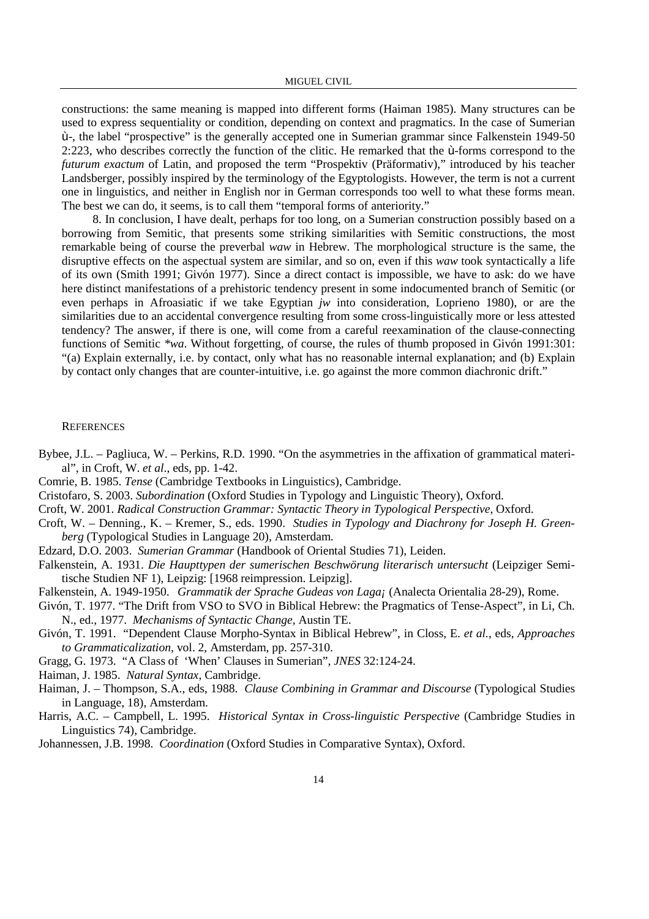constructions: the same meaning is mapped into different forms (Haiman 1985). Many structures can be used to express sequentiality or condition, depending on context and pragmatics. In the case of Sumerian ù-, the label "prospective" is the generally accepted one in Sumerian grammar since Falkenstein 1949-50 2:223, who describes correctly the function of the clitic. He remarked that the ù-forms correspond to the *futurum exactum* of Latin, and proposed the term "Prospektiv (Präformativ)," introduced by his teacher Landsberger, possibly inspired by the terminology of the Egyptologists. However, the term is not a current one in linguistics, and neither in English nor in German corresponds too well to what these forms mean. The best we can do, it seems, is to call them "temporal forms of anteriority."

8. In conclusion, I have dealt, perhaps for too long, on a Sumerian construction possibly based on a borrowing from Semitic, that presents some striking similarities with Semitic constructions, the most remarkable being of course the preverbal *waw* in Hebrew. The morphological structure is the same, the disruptive effects on the aspectual system are similar, and so on, even if this *waw* took syntactically a life of its own (Smith 1991; Givón 1977). Since a direct contact is impossible, we have to ask: do we have here distinct manifestations of a prehistoric tendency present in some indocumented branch of Semitic (or even perhaps in Afroasiatic if we take Egyptian *jw* into consideration, Loprieno 1980), or are the similarities due to an accidental convergence resulting from some cross-linguistically more or less attested tendency? The answer, if there is one, will come from a careful reexamination of the clause-connecting functions of Semitic *\*wa*. Without forgetting, of course, the rules of thumb proposed in Givón 1991:301: "(a) Explain externally, i.e. by contact, only what has no reasonable internal explanation; and (b) Explain by contact only changes that are counter-intuitive, i.e. go against the more common diachronic drift."

## REFERENCES

Bybee, J.L. – Pagliuca, W. – Perkins, R.D. 1990. "On the asymmetries in the affixation of grammatical material", in Croft, W. *et al*., eds, pp. 1-42.

Comrie, B. 1985. *Tense* (Cambridge Textbooks in Linguistics), Cambridge.

Cristofaro, S. 2003. *Subordination* (Oxford Studies in Typology and Linguistic Theory), Oxford.

Croft, W. 2001. *Radical Construction Grammar: Syntactic Theory in Typological Perspective*, Oxford.

Croft, W. – Denning., K. – Kremer, S., eds. 1990. *Studies in Typology and Diachrony for Joseph H. Greenberg* (Typological Studies in Language 20), Amsterdam.

Edzard, D.O. 2003. *Sumerian Grammar* (Handbook of Oriental Studies 71), Leiden.

Falkenstein, A. 1931. *Die Haupttypen der sumerischen Beschwörung literarisch untersucht* (Leipziger Semitische Studien NF 1), Leipzig: [1968 reimpression. Leipzig].

Falkenstein, A. 1949-1950. *Grammatik der Sprache Gudeas von Laga¡* (Analecta Orientalia 28-29), Rome.

Givón, T. 1977. "The Drift from VSO to SVO in Biblical Hebrew: the Pragmatics of Tense-Aspect", in Li, Ch. N., ed., 1977. *Mechanisms of Syntactic Change*, Austin TE.

Givón, T. 1991. "Dependent Clause Morpho-Syntax in Biblical Hebrew", in Closs, E. *et al.*, eds, *Approaches to Grammaticalization*, vol. 2, Amsterdam, pp. 257-310.

Gragg, G. 1973. "A Class of 'When' Clauses in Sumerian", *JNES* 32:124-24.

Haiman, J. 1985. *Natural Syntax*, Cambridge.

Haiman, J. – Thompson, S.A., eds, 1988. *Clause Combining in Grammar and Discourse* (Typological Studies in Language, 18), Amsterdam.

Harris, A.C. – Campbell, L. 1995. *Historical Syntax in Cross-linguistic Perspective* (Cambridge Studies in Linguistics 74), Cambridge.

Johannessen, J.B. 1998. *Coordination* (Oxford Studies in Comparative Syntax), Oxford.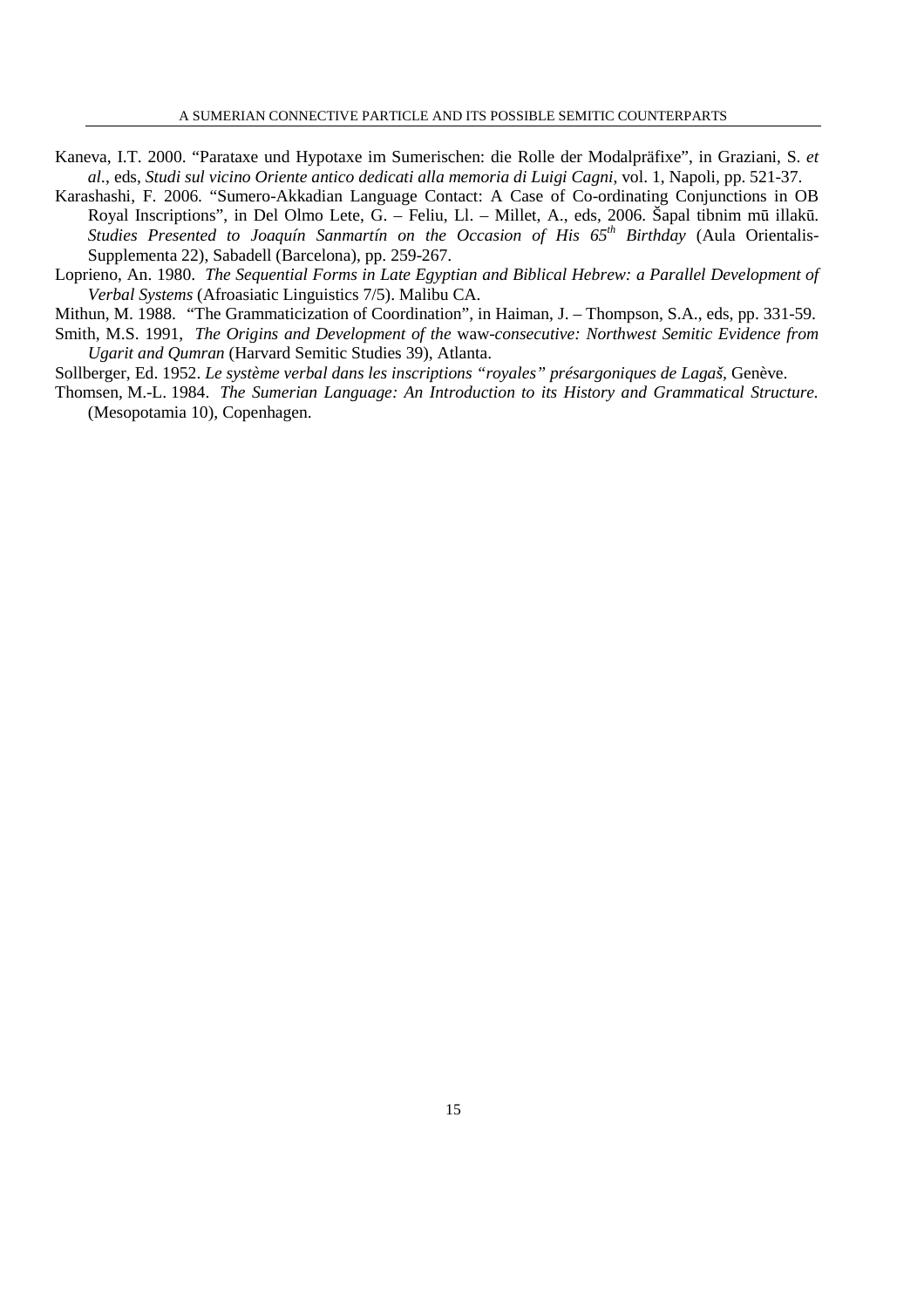Kaneva, I.T. 2000. "Parataxe und Hypotaxe im Sumerischen: die Rolle der Modalpräfixe", in Graziani, S. *et al.*, eds, *Studi sul vicino Oriente antico dedicati alla memoria di Luigi Cagni*, vol. 1, Napoli, pp. 521-37.

Karashashi, F. 2006. "Sumero-Akkadian Language Contact: A Case of Co-ordinating Conjunctions in OB Royal Inscriptions", in Del Olmo Lete, G. – Feliu, Ll. – Millet, A., eds, 2006. Šapal tibnim mū illakū. *Studies Presented to Joaquín Sanmartín on the Occasion of His 65th Birthday* (Aula Orientalis-Supplementa 22), Sabadell (Barcelona), pp. 259-267.

Loprieno, An. 1980. *The Sequential Forms in Late Egyptian and Biblical Hebrew: a Parallel Development of Verbal Systems* (Afroasiatic Linguistics 7/5). Malibu CA.

Mithun, M. 1988. "The Grammaticization of Coordination", in Haiman, J. – Thompson, S.A., eds, pp. 331-59.

Smith, M.S. 1991, *The Origins and Development of the* waw-*consecutive: Northwest Semitic Evidence from Ugarit and Qumran* (Harvard Semitic Studies 39), Atlanta.

Sollberger, Ed. 1952. *Le système verbal dans les inscriptions "royales" présargoniques de Lagaš*, Genève.

Thomsen, M.-L. 1984. *The Sumerian Language: An Introduction to its History and Grammatical Structure.* (Mesopotamia 10), Copenhagen.